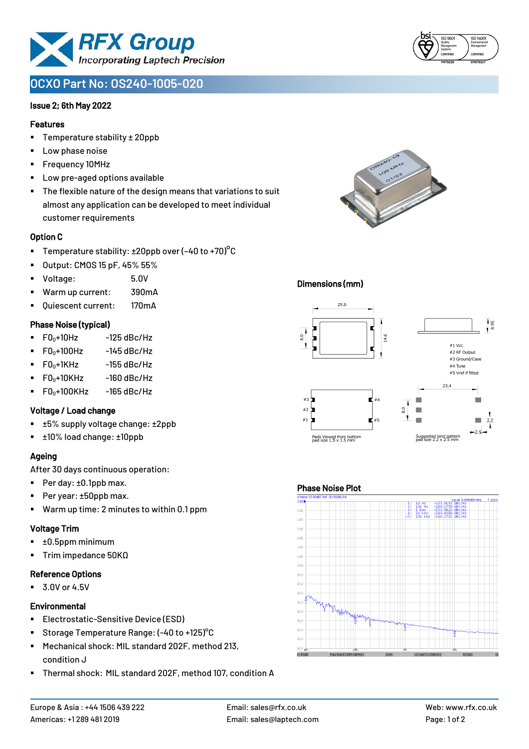# OCXO Part No: OS240-1005-020

**Issue 2; 6th May 2022**

## Features

- Temperature stability ± 20ppb
- Low phase noise
- Frequency 10MHz
- Low pre-aged options available
- The flexible nature of the design means that variations to suit almost any application can be developed to meet individual customer requirements

## Option C

- Temperature stability: ±20ppb over (-40 to +70)°C
- Output: CMOS 15 pF, 45% 55%
- Voltage: 5.0V
- Warm up current: 390mA
- Quiescent current: 170mA

## Phase Noise (typical)

- $F0_0$+10Hz -125 dBc/Hz
- $F0_0$+100Hz -145 dBc/Hz
- $F0_0$+1KHz -155 dBc/Hz
- $F0_0$+10KHz -160 dBc/Hz
- $F0_0$+100KHz -165 dBc/Hz

## Voltage / Load change

- ±5% supply voltage change: ±2ppb
- ±10% load change: ±10ppb

## Ageing

After 30 days continuous operation:

- Per day: ±0.1ppb max.
- Per year: ±50ppb max.
- Warm up time: 2 minutes to within 0.1 ppm

## Voltage Trim

- ±0.5ppm minimum
- Trim impedance 50KΩ

## Reference Options

- 3.0V or 4.5V

## Environmental

- Electrostatic-Sensitive Device (ESD)
- Storage Temperature Range: (-40 to +125)°C
- Mechanical shock: MIL standard 202F, method 213, condition J
- Thermal shock: MIL standard 202F, method 107, condition A

## Dimensions (mm)

25.0, 14.6, 8.0, 8.95

#1 Vcc
#2 RF Output
#3 Ground/Case
#4 Tune
#5 Vref if fitted

Pads Viewed from bottom
pad size 1.5 x 1.5 mm

23.4, 8.0, 2.2, 2.5

Suggested land pattern
pad size 2.2 x 2.5 mm

## Phase Noise Plot

| | Offset | Phase Noise |
|---|---|---|
| 1: | 10 Hz | -123.9133 dBc/Hz |
| 2: | 100 Hz | -146.2759 dBc/Hz |
| 3: | 1 kHz | -153.9623 dBc/Hz |
| 4: | 10 kHz | -160.8289 dBc/Hz |
| >1: | 100 kHz | -164.2701 dBc/Hz |

Carrier 9.999989 MHz

---

Europe & Asia : +44 1506 439 222
Americas: +1 289 481 2019
Email: sales@rfx.co.uk
Email: sales@laptech.com
Web: www.rfx.co.uk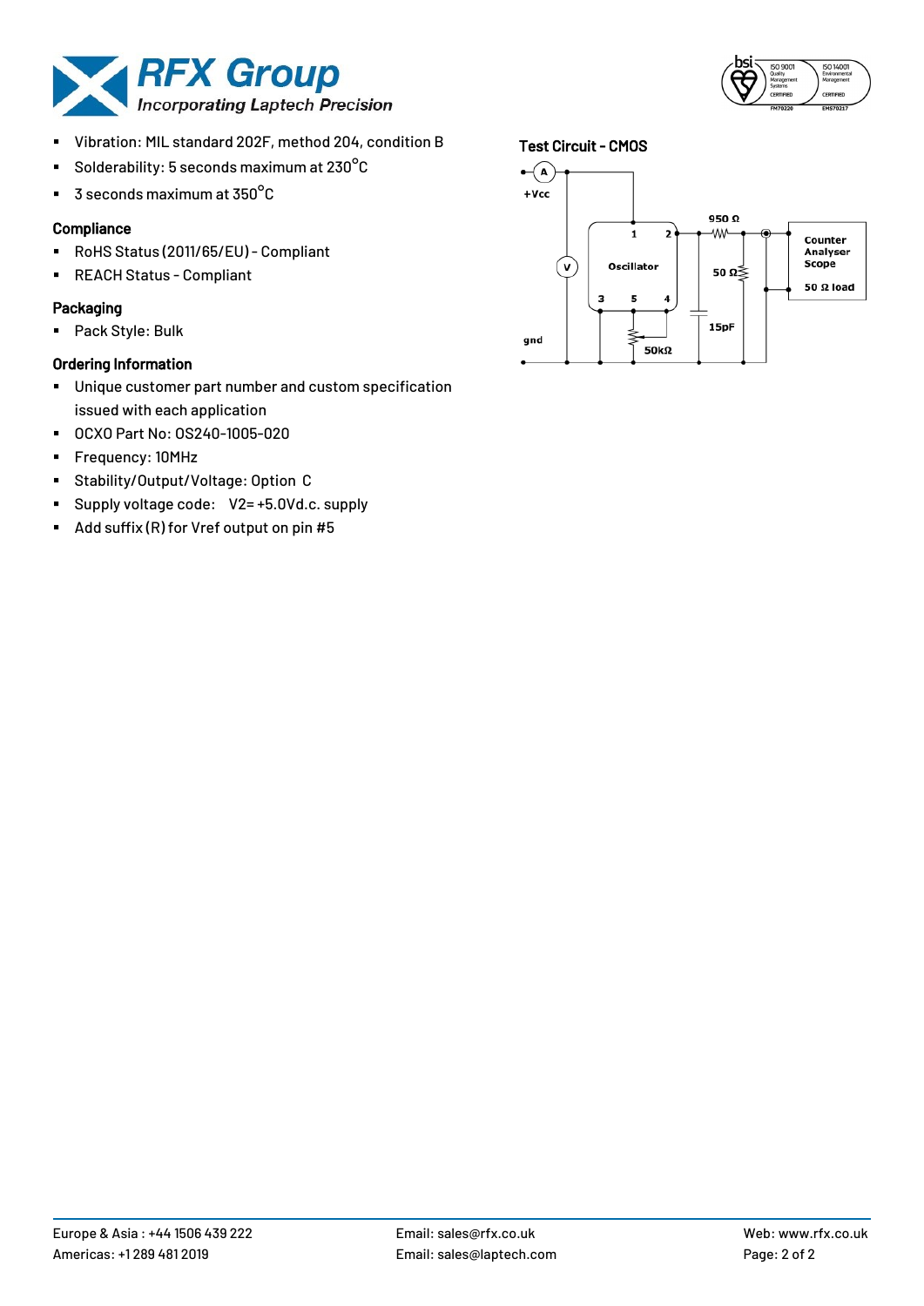- Vibration: MIL standard 202F, method 204, condition B
- Solderability: 5 seconds maximum at 230°C
- 3 seconds maximum at 350°C

### Compliance

- RoHS Status (2011/65/EU) - Compliant
- REACH Status - Compliant

### Packaging

- Pack Style: Bulk

### Ordering Information

- Unique customer part number and custom specification issued with each application
- OCXO Part No: OS240-1005-020
- Frequency: 10MHz
- Stability/Output/Voltage: Option C
- Supply voltage code: V2= +5.0Vd.c. supply
- Add suffix (R) for Vref output on pin #5

### Test Circuit - CMOS

A
+Vcc
V
Oscillator
1
2
3
5
4
950 Ω
50 Ω
15pF
50kΩ
gnd
Counter
Analyser
Scope
50 Ω load